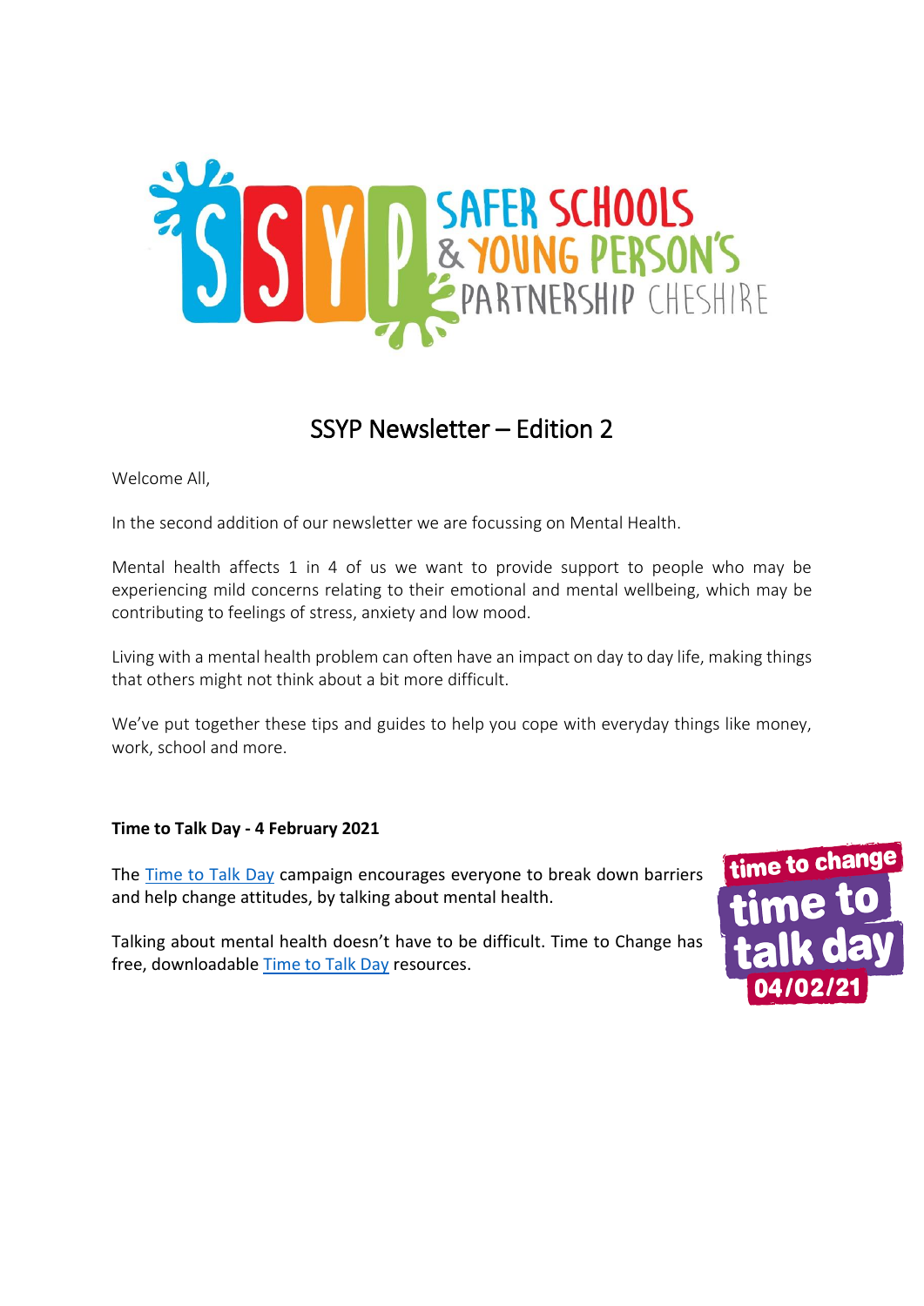# SSYP Newsletter – Edition 2

Welcome All,

In the second addition of our newsletter we are focussing on Mental Health.

Mental health affects 1 in 4 of us we want to provide support to people who may be experiencing mild concerns relating to their emotional and mental wellbeing, which may be contributing to feelings of stress, anxiety and low mood.

Living with a mental health problem can often have an impact on day to day life, making things that others might not think about a bit more difficult.

We've put together these tips and guides to help you cope with everyday things like money, work, school and more.

**Time to Talk Day - 4 February 2021**

The Time to Talk Day campaign encourages everyone to break down barriers and help change attitudes, by talking about mental health.

Talking about mental health doesn't have to be difficult. Time to Change has free, downloadable Time to Talk Day resources.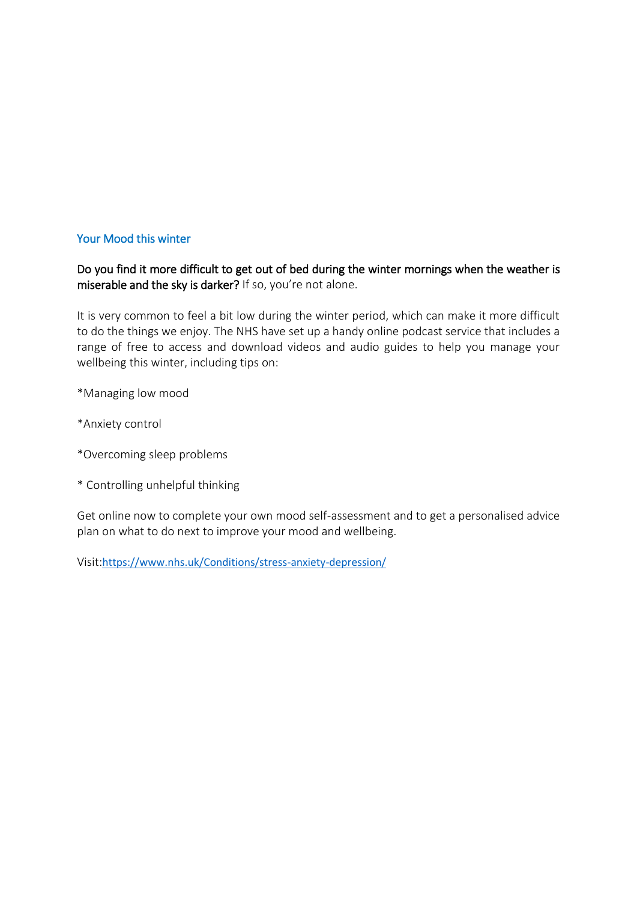## Your Mood this winter

**Do you find it more difficult to get out of bed during the winter mornings when the weather is miserable and the sky is darker?** If so, you're not alone.

It is very common to feel a bit low during the winter period, which can make it more difficult to do the things we enjoy. The NHS have set up a handy online podcast service that includes a range of free to access and download videos and audio guides to help you manage your wellbeing this winter, including tips on:

*Managing low mood

*Anxiety control

*Overcoming sleep problems

* Controlling unhelpful thinking

Get online now to complete your own mood self-assessment and to get a personalised advice plan on what to do next to improve your mood and wellbeing.

Visit:[https://www.nhs.uk/Conditions/stress-anxiety-depression/](https://www.nhs.uk/Conditions/stress-anxiety-depression/)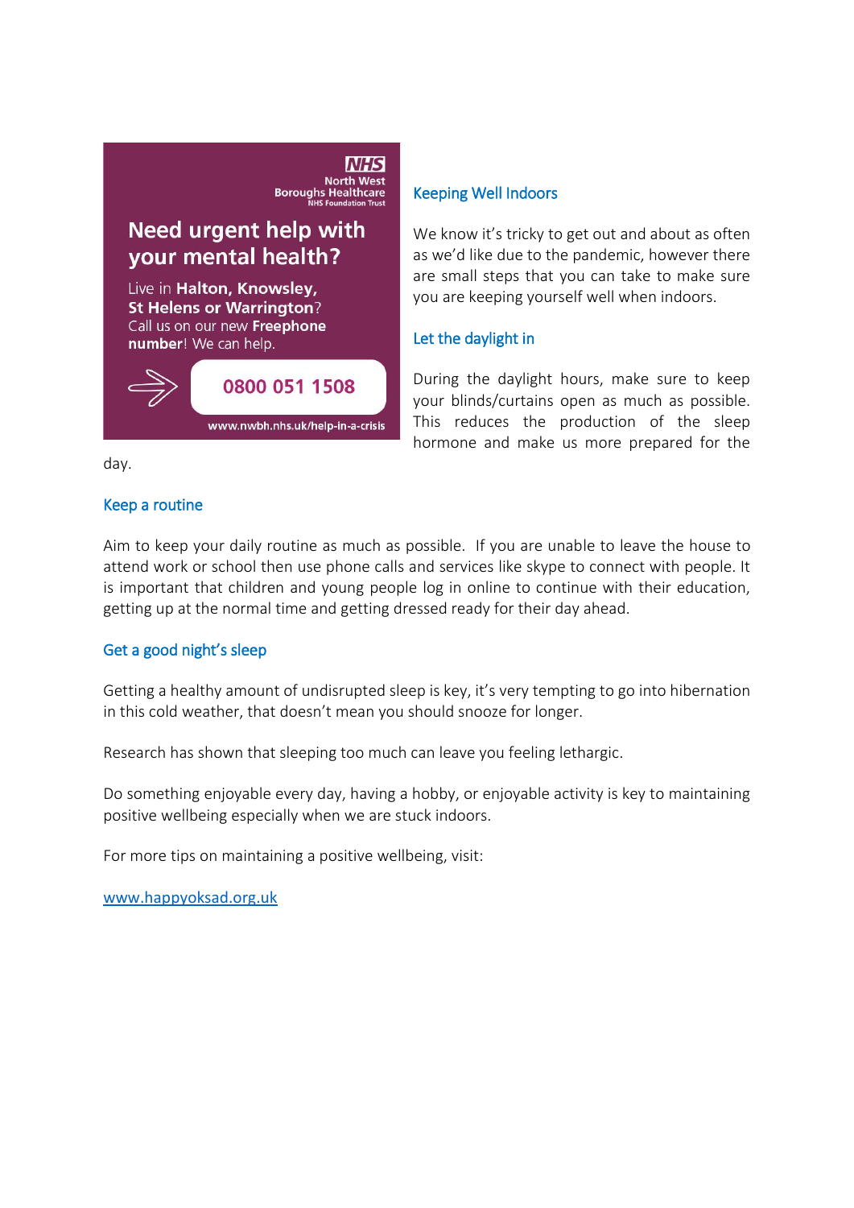**NHS**
North West Boroughs Healthcare
NHS Foundation Trust

**Need urgent help with your mental health?**

Live in **Halton, Knowsley, St Helens or Warrington**? Call us on our new **Freephone number**! We can help.

**0800 051 1508**

**www.nwbh.nhs.uk/help-in-a-crisis**

## Keeping Well Indoors

We know it's tricky to get out and about as often as we'd like due to the pandemic, however there are small steps that you can take to make sure you are keeping yourself well when indoors.

### Let the daylight in

During the daylight hours, make sure to keep your blinds/curtains open as much as possible. This reduces the production of the sleep hormone and make us more prepared for the day.

### Keep a routine

Aim to keep your daily routine as much as possible. If you are unable to leave the house to attend work or school then use phone calls and services like skype to connect with people. It is important that children and young people log in online to continue with their education, getting up at the normal time and getting dressed ready for their day ahead.

### Get a good night's sleep

Getting a healthy amount of undisrupted sleep is key, it's very tempting to go into hibernation in this cold weather, that doesn't mean you should snooze for longer.

Research has shown that sleeping too much can leave you feeling lethargic.

Do something enjoyable every day, having a hobby, or enjoyable activity is key to maintaining positive wellbeing especially when we are stuck indoors.

For more tips on maintaining a positive wellbeing, visit:

[www.happyoksad.org.uk](http://www.happyoksad.org.uk)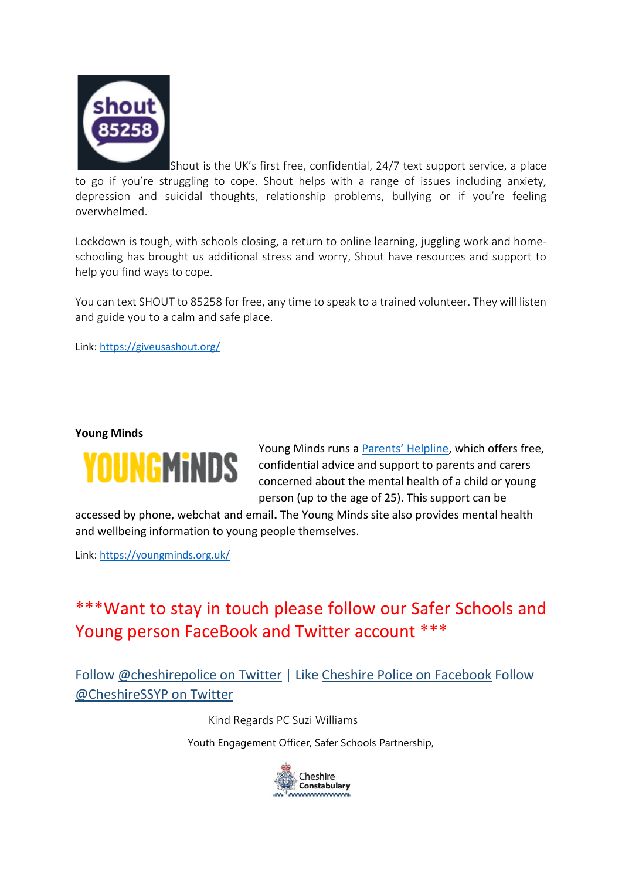Shout is the UK's first free, confidential, 24/7 text support service, a place to go if you're struggling to cope. Shout helps with a range of issues including anxiety, depression and suicidal thoughts, relationship problems, bullying or if you're feeling overwhelmed.

Lockdown is tough, with schools closing, a return to online learning, juggling work and home-schooling has brought us additional stress and worry, Shout have resources and support to help you find ways to cope.

You can text SHOUT to 85258 for free, any time to speak to a trained volunteer. They will listen and guide you to a calm and safe place.

Link: https://giveusashout.org/

**Young Minds**

Young Minds runs a Parents' Helpline, which offers free, confidential advice and support to parents and carers concerned about the mental health of a child or young person (up to the age of 25). This support can be accessed by phone, webchat and email**.** The Young Minds site also provides mental health and wellbeing information to young people themselves.

Link: https://youngminds.org.uk/

## ***Want to stay in touch please follow our Safer Schools and Young person FaceBook and Twitter account ***

Follow @cheshirepolice on Twitter | Like Cheshire Police on Facebook Follow @CheshireSSYP on Twitter

Kind Regards PC Suzi Williams

Youth Engagement Officer, Safer Schools Partnership,

Cheshire Constabulary